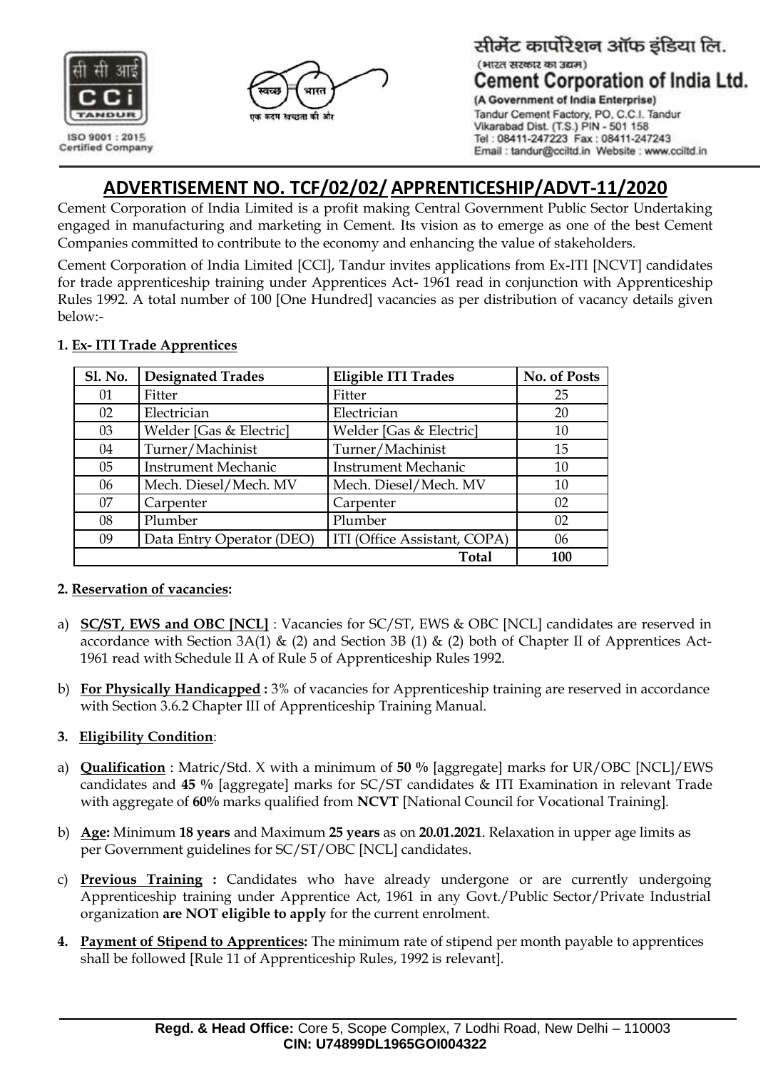सीमेंट कार्पोरेशन ऑफ इंडिया लि.
(भारत सरकार का उद्यम)
**Cement Corporation of India Ltd.**
(A Government of India Enterprise)
Tandur Cement Factory, PO, C.C.I. Tandur
Vikarabad Dist. (T.S.) PIN - 501 158
Tel : 08411-247223 Fax : 08411-247243
Email : tandur@cciltd.in Website : www.cciltd.in

ISO 9001 : 2015 Certified Company

# ADVERTISEMENT NO. TCF/02/02/ APPRENTICESHIP/ADVT-11/2020

Cement Corporation of India Limited is a profit making Central Government Public Sector Undertaking engaged in manufacturing and marketing in Cement. Its vision as to emerge as one of the best Cement Companies committed to contribute to the economy and enhancing the value of stakeholders.

Cement Corporation of India Limited [CCI], Tandur invites applications from Ex-ITI [NCVT] candidates for trade apprenticeship training under Apprentices Act- 1961 read in conjunction with Apprenticeship Rules 1992. A total number of 100 [One Hundred] vacancies as per distribution of vacancy details given below:-

**1. Ex- ITI Trade Apprentices**

| Sl. No. | Designated Trades | Eligible ITI Trades | No. of Posts |
|---|---|---|---|
| 01 | Fitter | Fitter | 25 |
| 02 | Electrician | Electrician | 20 |
| 03 | Welder [Gas & Electric] | Welder [Gas & Electric] | 10 |
| 04 | Turner/Machinist | Turner/Machinist | 15 |
| 05 | Instrument Mechanic | Instrument Mechanic | 10 |
| 06 | Mech. Diesel/Mech. MV | Mech. Diesel/Mech. MV | 10 |
| 07 | Carpenter | Carpenter | 02 |
| 08 | Plumber | Plumber | 02 |
| 09 | Data Entry Operator (DEO) | ITI (Office Assistant, COPA) | 06 |
| | | **Total** | **100** |

**2. Reservation of vacancies:**

a) **SC/ST, EWS and OBC [NCL]** : Vacancies for SC/ST, EWS & OBC [NCL] candidates are reserved in accordance with Section 3A(1) & (2) and Section 3B (1) & (2) both of Chapter II of Apprentices Act-1961 read with Schedule II A of Rule 5 of Apprenticeship Rules 1992.

b) **For Physically Handicapped :** 3% of vacancies for Apprenticeship training are reserved in accordance with Section 3.6.2 Chapter III of Apprenticeship Training Manual.

**3. Eligibility Condition**:

a) **Qualification** : Matric/Std. X with a minimum of **50 %** [aggregate] marks for UR/OBC [NCL]/EWS candidates and **45 %** [aggregate] marks for SC/ST candidates & ITI Examination in relevant Trade with aggregate of **60%** marks qualified from **NCVT** [National Council for Vocational Training].

b) **Age:** Minimum **18 years** and Maximum **25 years** as on **20.01.2021**. Relaxation in upper age limits as per Government guidelines for SC/ST/OBC [NCL] candidates.

c) **Previous Training :** Candidates who have already undergone or are currently undergoing Apprenticeship training under Apprentice Act, 1961 in any Govt./Public Sector/Private Industrial organization **are NOT eligible to apply** for the current enrolment.

**4. Payment of Stipend to Apprentices:** The minimum rate of stipend per month payable to apprentices shall be followed [Rule 11 of Apprenticeship Rules, 1992 is relevant].

**Regd. & Head Office:** Core 5, Scope Complex, 7 Lodhi Road, New Delhi – 110003
**CIN: U74899DL1965GOI004322**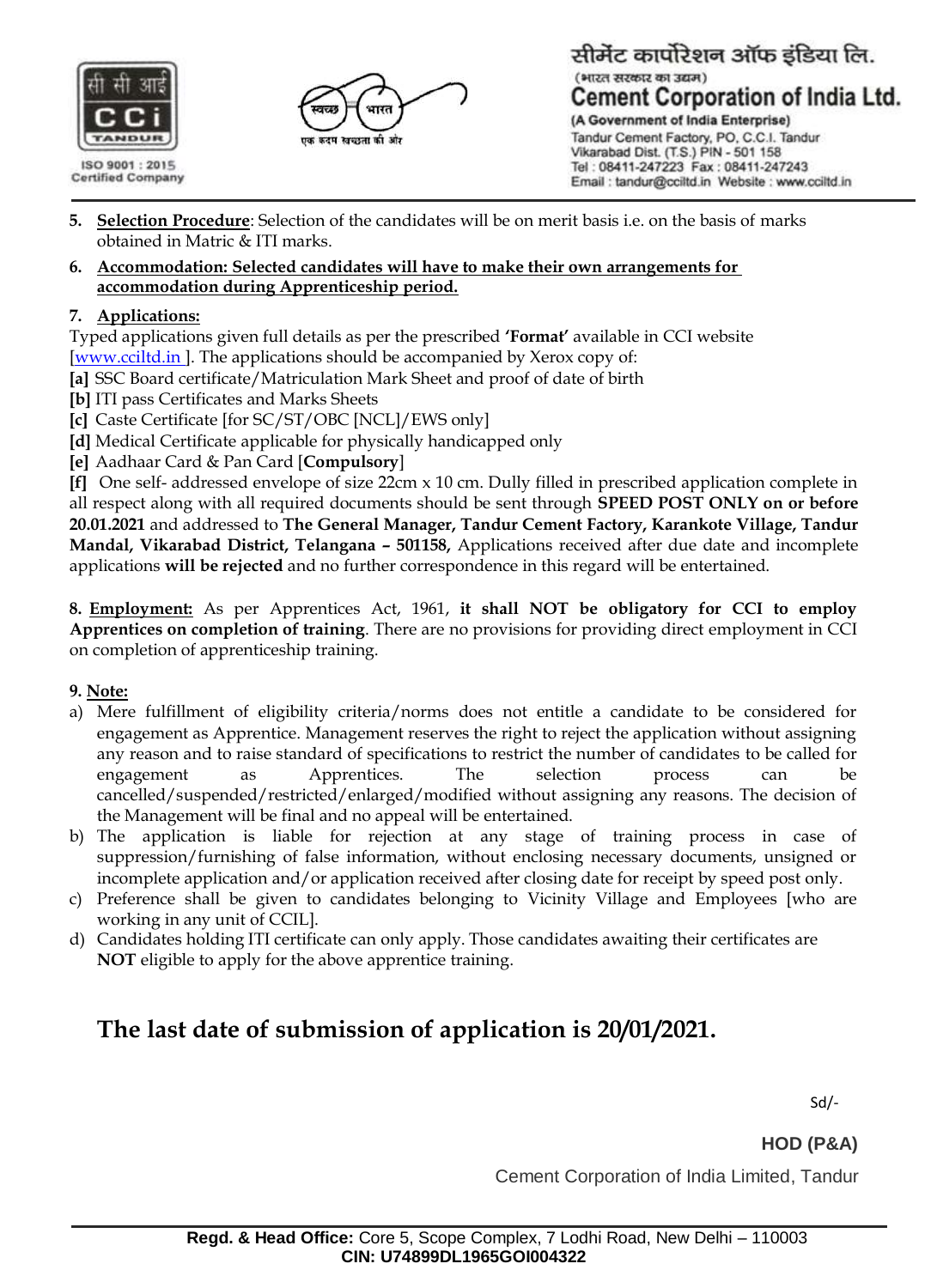5. **Selection Procedure**: Selection of the candidates will be on merit basis i.e. on the basis of marks obtained in Matric & ITI marks.
6. **Accommodation: Selected candidates will have to make their own arrangements for accommodation during Apprenticeship period.**
7. **Applications:**

Typed applications given full details as per the prescribed **'Format'** available in CCI website [www.cciltd.in ]. The applications should be accompanied by Xerox copy of:

**[a]** SSC Board certificate/Matriculation Mark Sheet and proof of date of birth
**[b]** ITI pass Certificates and Marks Sheets
**[c]** Caste Certificate [for SC/ST/OBC [NCL]/EWS only]
**[d]** Medical Certificate applicable for physically handicapped only
**[e]** Aadhaar Card & Pan Card [**Compulsory**]
**[f]** One self- addressed envelope of size 22cm x 10 cm. Dully filled in prescribed application complete in all respect along with all required documents should be sent through **SPEED POST ONLY on or before 20.01.2021** and addressed to **The General Manager, Tandur Cement Factory, Karankote Village, Tandur Mandal, Vikarabad District, Telangana – 501158,** Applications received after due date and incomplete applications **will be rejected** and no further correspondence in this regard will be entertained.

**8. Employment:** As per Apprentices Act, 1961, **it shall NOT be obligatory for CCI to employ Apprentices on completion of training**. There are no provisions for providing direct employment in CCI on completion of apprenticeship training.

**9. Note:**

a) Mere fulfillment of eligibility criteria/norms does not entitle a candidate to be considered for engagement as Apprentice. Management reserves the right to reject the application without assigning any reason and to raise standard of specifications to restrict the number of candidates to be called for engagement as Apprentices. The selection process can be cancelled/suspended/restricted/enlarged/modified without assigning any reasons. The decision of the Management will be final and no appeal will be entertained.
b) The application is liable for rejection at any stage of training process in case of suppression/furnishing of false information, without enclosing necessary documents, unsigned or incomplete application and/or application received after closing date for receipt by speed post only.
c) Preference shall be given to candidates belonging to Vicinity Village and Employees [who are working in any unit of CCIL].
d) Candidates holding ITI certificate can only apply. Those candidates awaiting their certificates are **NOT** eligible to apply for the above apprentice training.

## The last date of submission of application is 20/01/2021.

Sd/-

**HOD (P&A)**

Cement Corporation of India Limited, Tandur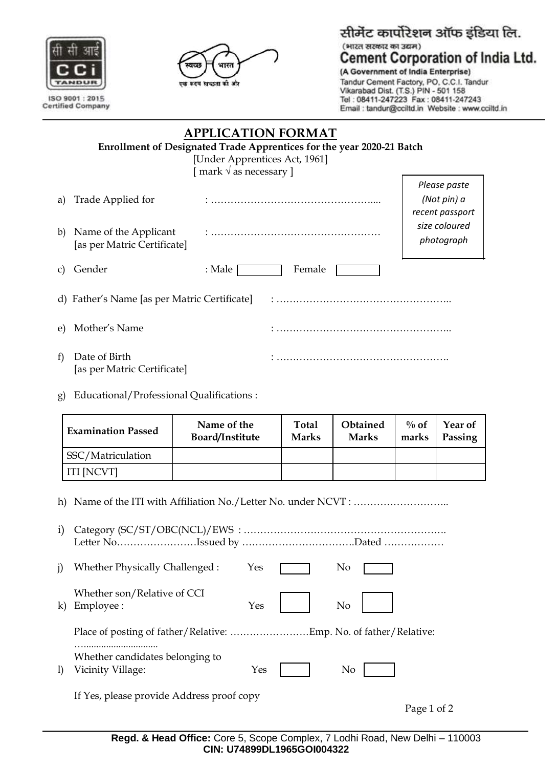सीमेंट कार्पोरेशन ऑफ इंडिया लि.
(भारत सरकार का उद्यम)
**Cement Corporation of India Ltd.**
(A Government of India Enterprise)
Tandur Cement Factory, PO, C.C.I. Tandur
Vikarabad Dist. (T.S.) PIN - 501 158
Tel : 08411-247223 Fax : 08411-247243
Email : tandur@cciltd.in Website : www.cciltd.in

ISO 9001 : 2015 Certified Company

# APPLICATION FORMAT

**Enrollment of Designated Trade Apprentices for the year 2020-21 Batch**

[Under Apprentices Act, 1961]

[ mark √ as necessary ]

*Please paste (Not pin) a recent passport size coloured photograph*

a) Trade Applied for : ………………………………………….....

b) Name of the Applicant [as per Matric Certificate] : ……………………………………………

c) Gender : Male [ ] Female [ ]

d) Father's Name [as per Matric Certificate] : ……………………………………………..

e) Mother's Name : ……………………………………………..

f) Date of Birth [as per Matric Certificate] : …………………………………………….

g) Educational/Professional Qualifications :

| Examination Passed | Name of the Board/Institute | Total Marks | Obtained Marks | % of marks | Year of Passing |
|---|---|---|---|---|---|
| SSC/Matriculation | | | | | |
| ITI [NCVT] | | | | | |

h) Name of the ITI with Affiliation No./Letter No. under NCVT : ………………………..

i) Category (SC/ST/OBC(NCL)/EWS : …………………………………………………….
Letter No……………………Issued by …………………………..Dated ……………..

j) Whether Physically Challenged : Yes [ ] No [ ]

k) Whether son/Relative of CCI Employee : Yes [ ] No [ ]

Place of posting of father/Relative: ……………………Emp. No. of father/Relative: …..............................

l) Whether candidates belonging to Vicinity Village: Yes [ ] No [ ]

If Yes, please provide Address proof copy

**Regd. & Head Office:** Core 5, Scope Complex, 7 Lodhi Road, New Delhi – 110003
**CIN: U74899DL1965GOI004322**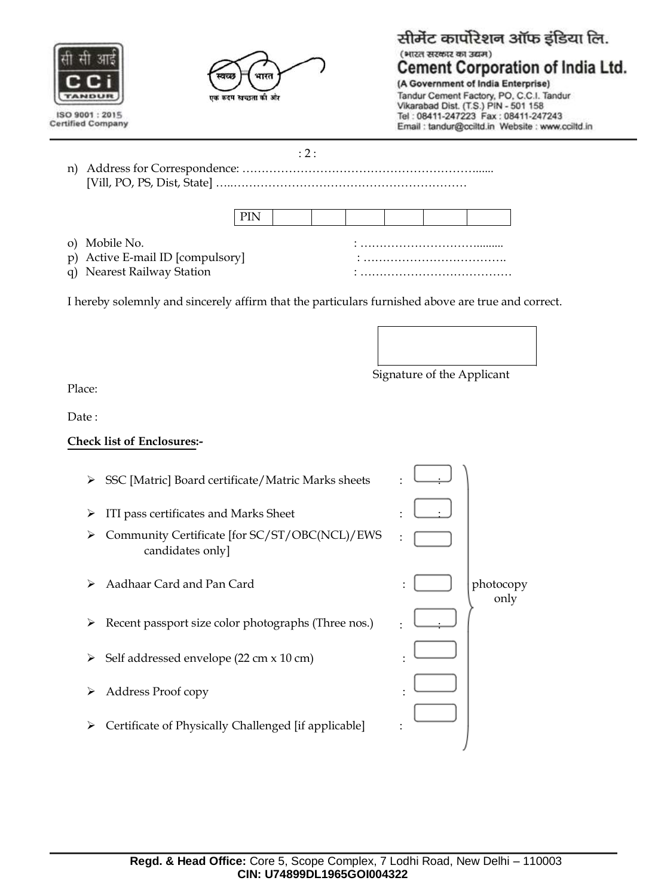सीमेंट कार्पोरेशन ऑफ इंडिया लि.
(भारत सरकार का उद्यम)
**Cement Corporation of India Ltd.**
(A Government of India Enterprise)
Tandur Cement Factory, PO, C.C.I. Tandur
Vikarabad Dist. (T.S.) PIN - 501 158
Tel : 08411-247223 Fax : 08411-247243
Email : tandur@cciltd.in Website : www.cciltd.in

सी सी आई CCi TANDUR
ISO 9001 : 2015 Certified Company

स्वच्छ भारत — एक कदम स्वच्छता की ओर

---

n) Address for Correspondence: ……………………………………………………......
[Vill, PO, PS, Dist, State] …..……………………………………………………

| PIN | | | | | | |
|---|---|---|---|---|---|---|

o) Mobile No. : …………………………..........
p) Active E-mail ID [compulsory] : ……………………………….
q) Nearest Railway Station : …………………………………

I hereby solemnly and sincerely affirm that the particulars furnished above are true and correct.

Signature of the Applicant

Place:

Date :

**Check list of Enclosures:-**

- SSC [Matric] Board certificate/Matric Marks sheets : [ ]
- ITI pass certificates and Marks Sheet : [ ]
- Community Certificate [for SC/ST/OBC(NCL)/EWS candidates only] : [ ]
- Aadhaar Card and Pan Card : [ ]
- Recent passport size color photographs (Three nos.) : [ ]
- Self addressed envelope (22 cm x 10 cm) : [ ]
- Address Proof copy : [ ]
- Certificate of Physically Challenged [if applicable] : [ ]

photocopy only

---

**Regd. & Head Office:** Core 5, Scope Complex, 7 Lodhi Road, New Delhi – 110003
**CIN: U74899DL1965GOI004322**